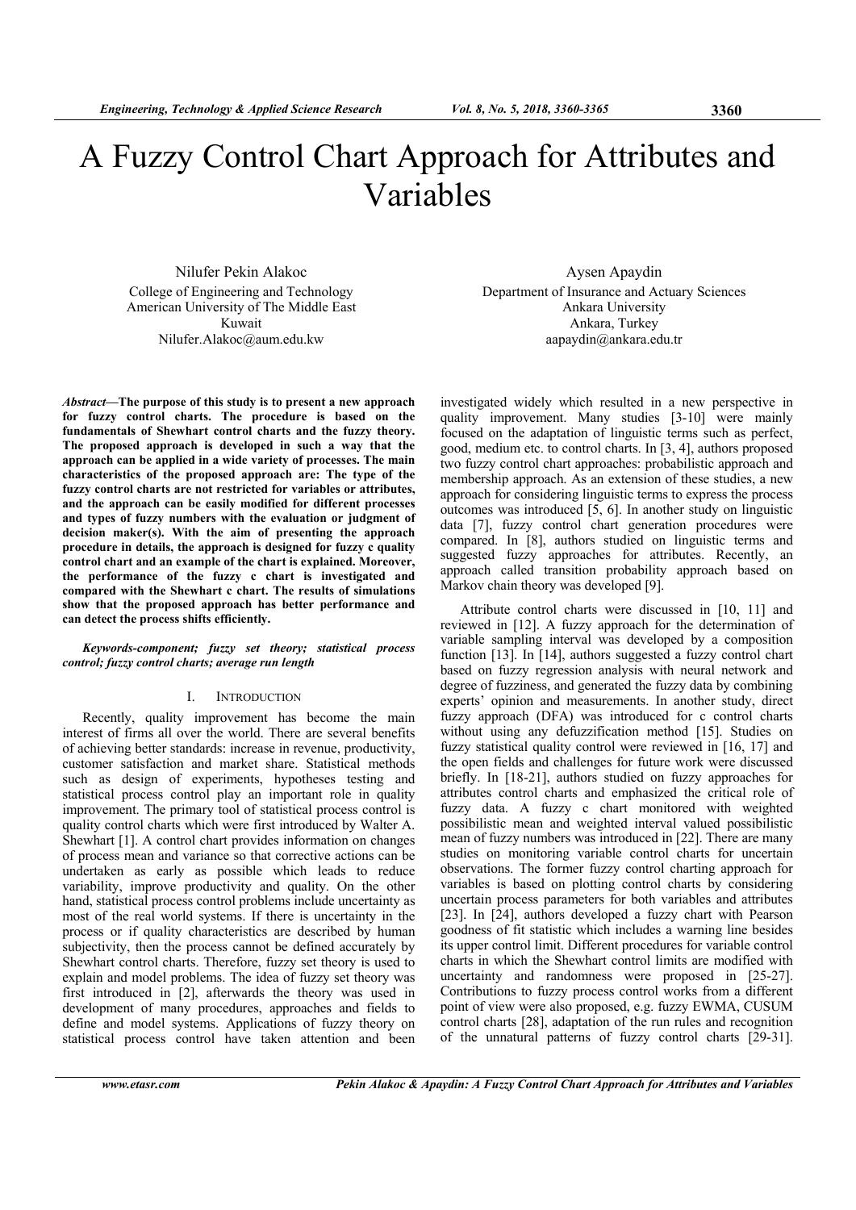# A Fuzzy Control Chart Approach for Attributes and Variables

Nilufer Pekin Alakoc
College of Engineering and Technology
American University of The Middle East
Kuwait
Nilufer.Alakoc@aum.edu.kw

Aysen Apaydin
Department of Insurance and Actuary Sciences
Ankara University
Ankara, Turkey
aapaydin@ankara.edu.tr

***Abstract*—The purpose of this study is to present a new approach for fuzzy control charts. The procedure is based on the fundamentals of Shewhart control charts and the fuzzy theory. The proposed approach is developed in such a way that the approach can be applied in a wide variety of processes. The main characteristics of the proposed approach are: The type of the fuzzy control charts are not restricted for variables or attributes, and the approach can be easily modified for different processes and types of fuzzy numbers with the evaluation or judgment of decision maker(s). With the aim of presenting the approach procedure in details, the approach is designed for fuzzy c quality control chart and an example of the chart is explained. Moreover, the performance of the fuzzy c chart is investigated and compared with the Shewhart c chart. The results of simulations show that the proposed approach has better performance and can detect the process shifts efficiently.**

***Keywords-component; fuzzy set theory; statistical process control; fuzzy control charts; average run length***

## I. Introduction

Recently, quality improvement has become the main interest of firms all over the world. There are several benefits of achieving better standards: increase in revenue, productivity, customer satisfaction and market share. Statistical methods such as design of experiments, hypotheses testing and statistical process control play an important role in quality improvement. The primary tool of statistical process control is quality control charts which were first introduced by Walter A. Shewhart [1]. A control chart provides information on changes of process mean and variance so that corrective actions can be undertaken as early as possible which leads to reduce variability, improve productivity and quality. On the other hand, statistical process control problems include uncertainty as most of the real world systems. If there is uncertainty in the process or if quality characteristics are described by human subjectivity, then the process cannot be defined accurately by Shewhart control charts. Therefore, fuzzy set theory is used to explain and model problems. The idea of fuzzy set theory was first introduced in [2], afterwards the theory was used in development of many procedures, approaches and fields to define and model systems. Applications of fuzzy theory on statistical process control have taken attention and been investigated widely which resulted in a new perspective in quality improvement. Many studies [3-10] were mainly focused on the adaptation of linguistic terms such as perfect, good, medium etc. to control charts. In [3, 4], authors proposed two fuzzy control chart approaches: probabilistic approach and membership approach. As an extension of these studies, a new approach for considering linguistic terms to express the process outcomes was introduced [5, 6]. In another study on linguistic data [7], fuzzy control chart generation procedures were compared. In [8], authors studied on linguistic terms and suggested fuzzy approaches for attributes. Recently, an approach called transition probability approach based on Markov chain theory was developed [9].

Attribute control charts were discussed in [10, 11] and reviewed in [12]. A fuzzy approach for the determination of variable sampling interval was developed by a composition function [13]. In [14], authors suggested a fuzzy control chart based on fuzzy regression analysis with neural network and degree of fuzziness, and generated the fuzzy data by combining experts' opinion and measurements. In another study, direct fuzzy approach (DFA) was introduced for c control charts without using any defuzzification method [15]. Studies on fuzzy statistical quality control were reviewed in [16, 17] and the open fields and challenges for future work were discussed briefly. In [18-21], authors studied on fuzzy approaches for attributes control charts and emphasized the critical role of fuzzy data. A fuzzy c chart monitored with weighted possibilistic mean and weighted interval valued possibilistic mean of fuzzy numbers was introduced in [22]. There are many studies on monitoring variable control charts for uncertain observations. The former fuzzy control charting approach for variables is based on plotting control charts by considering uncertain process parameters for both variables and attributes [23]. In [24], authors developed a fuzzy chart with Pearson goodness of fit statistic which includes a warning line besides its upper control limit. Different procedures for variable control charts in which the Shewhart control limits are modified with uncertainty and randomness were proposed in [25-27]. Contributions to fuzzy process control works from a different point of view were also proposed, e.g. fuzzy EWMA, CUSUM control charts [28], adaptation of the run rules and recognition of the unnatural patterns of fuzzy control charts [29-31].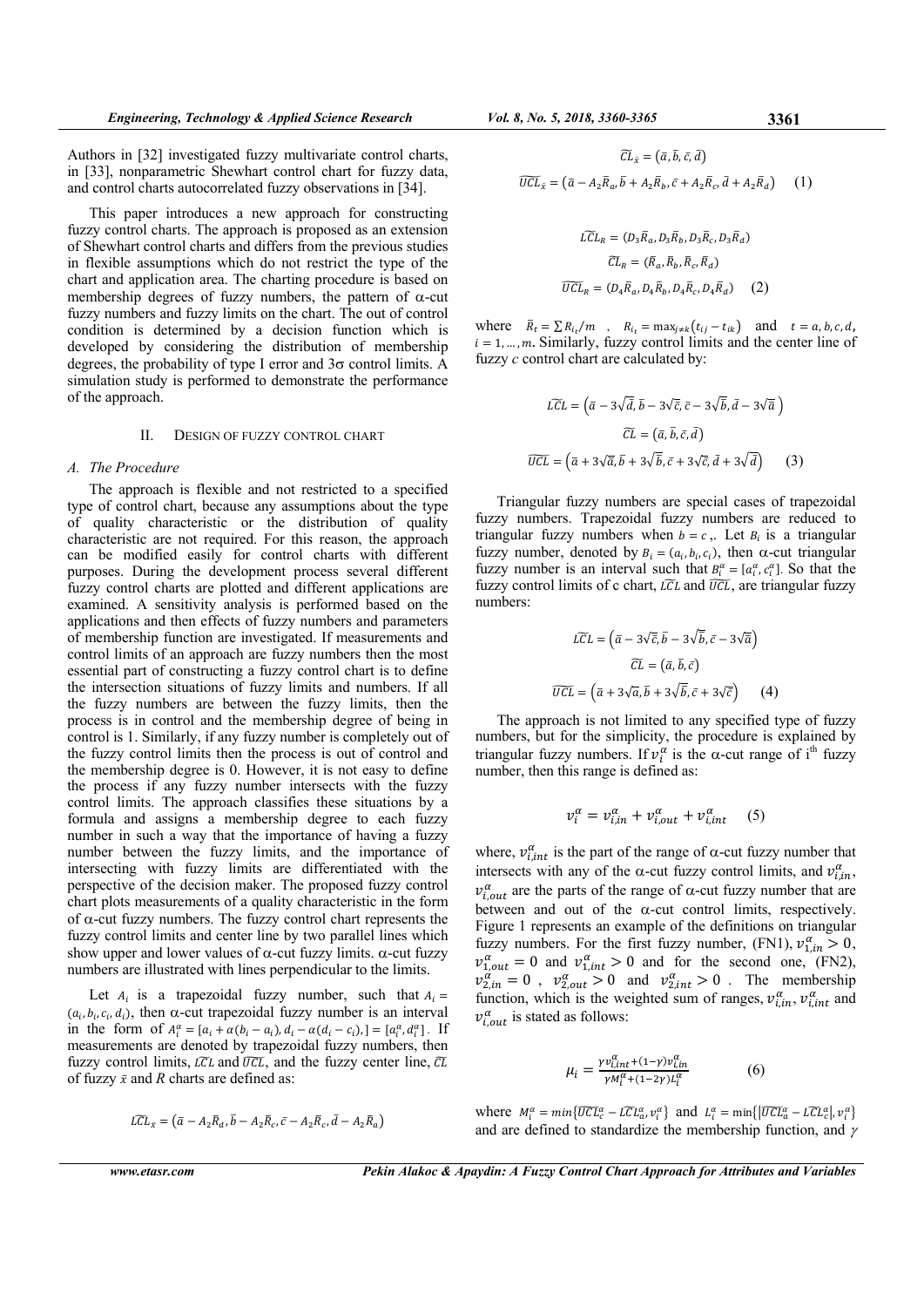Authors in [32] investigated fuzzy multivariate control charts, in [33], nonparametric Shewhart control chart for fuzzy data, and control charts autocorrelated fuzzy observations in [34].

This paper introduces a new approach for constructing fuzzy control charts. The approach is proposed as an extension of Shewhart control charts and differs from the previous studies in flexible assumptions which do not restrict the type of the chart and application area. The charting procedure is based on membership degrees of fuzzy numbers, the pattern of α-cut fuzzy numbers and fuzzy limits on the chart. The out of control condition is determined by a decision function which is developed by considering the distribution of membership degrees, the probability of type I error and 3σ control limits. A simulation study is performed to demonstrate the performance of the approach.

## II. DESIGN OF FUZZY CONTROL CHART

### A. The Procedure

The approach is flexible and not restricted to a specified type of control chart, because any assumptions about the type of quality characteristic or the distribution of quality characteristic are not required. For this reason, the approach can be modified easily for control charts with different purposes. During the development process several different fuzzy control charts are plotted and different applications are examined. A sensitivity analysis is performed based on the applications and then effects of fuzzy numbers and parameters of membership function are investigated. If measurements and control limits of an approach are fuzzy numbers then the most essential part of constructing a fuzzy control chart is to define the intersection situations of fuzzy limits and numbers. If all the fuzzy numbers are between the fuzzy limits, then the process is in control and the membership degree of being in control is 1. Similarly, if any fuzzy number is completely out of the fuzzy control limits then the process is out of control and the membership degree is 0. However, it is not easy to define the process if any fuzzy number intersects with the fuzzy control limits. The approach classifies these situations by a formula and assigns a membership degree to each fuzzy number in such a way that the importance of having a fuzzy number between the fuzzy limits, and the importance of intersecting with fuzzy limits are differentiated with the perspective of the decision maker. The proposed fuzzy control chart plots measurements of a quality characteristic in the form of α-cut fuzzy numbers. The fuzzy control chart represents the fuzzy control limits and center line by two parallel lines which show upper and lower values of α-cut fuzzy limits. α-cut fuzzy numbers are illustrated with lines perpendicular to the limits.

Let $A_i$ is a trapezoidal fuzzy number, such that $A_i = (a_i, b_i, c_i, d_i)$, then α-cut trapezoidal fuzzy number is an interval in the form of $A_i^\alpha = [a_i + \alpha(b_i - a_i), d_i - \alpha(d_i - c_i),] = [a_i^\alpha, d_i^\alpha]$. If measurements are denoted by trapezoidal fuzzy numbers, then fuzzy control limits, $\widetilde{LCL}$ and $\widetilde{UCL}$, and the fuzzy center line, $\widetilde{CL}$ of fuzzy $\bar{x}$ and $R$ charts are defined as:

$$\widetilde{LCL}_{\bar{x}} = \left(\bar{a} - A_2\bar{R}_d, \bar{b} - A_2\bar{R}_c, \bar{c} - A_2\bar{R}_c, \bar{d} - A_2\bar{R}_a\right)$$

$$\widetilde{CL}_{\bar{x}} = \left(\bar{a}, \bar{b}, \bar{c}, \bar{d}\right)$$

$$\widetilde{UCL}_{\bar{x}} = \left(\bar{a} - A_2\bar{R}_a, \bar{b} + A_2\bar{R}_b, \bar{c} + A_2\bar{R}_c, \bar{d} + A_2\bar{R}_d\right) \quad (1)$$

$$\widetilde{LCL}_R = \left(D_3\bar{R}_a, D_3\bar{R}_b, D_3\bar{R}_c, D_3\bar{R}_d\right)$$

$$\widetilde{CL}_R = \left(\bar{R}_a, \bar{R}_b, \bar{R}_c, \bar{R}_d\right)$$

$$\widetilde{UCL}_R = \left(D_4\bar{R}_a, D_4\bar{R}_b, D_4\bar{R}_c, D_4\bar{R}_d\right) \quad (2)$$

where $\bar{R}_t = \sum R_{i_t}/m$ , $R_{i_t} = \max_{j\neq k}(t_{ij} - t_{ik})$ and $t = a, b, c, d$, $i = 1, \dots, m$. Similarly, fuzzy control limits and the center line of fuzzy $c$ control chart are calculated by:

$$\widetilde{LCL} = \left(\bar{a} - 3\sqrt{\bar{d}}, \bar{b} - 3\sqrt{\bar{c}}, \bar{c} - 3\sqrt{\bar{b}}, \bar{d} - 3\sqrt{\bar{a}}\right)$$

$$\widetilde{CL} = \left(\bar{a}, \bar{b}, \bar{c}, \bar{d}\right)$$

$$\widetilde{UCL} = \left(\bar{a} + 3\sqrt{\bar{a}}, \bar{b} + 3\sqrt{\bar{b}}, \bar{c} + 3\sqrt{\bar{c}}, \bar{d} + 3\sqrt{\bar{d}}\right) \quad (3)$$

Triangular fuzzy numbers are special cases of trapezoidal fuzzy numbers. Trapezoidal fuzzy numbers are reduced to triangular fuzzy numbers when $b = c$,. Let $B_i$ is a triangular fuzzy number, denoted by $B_i = (a_i, b_i, c_i)$, then α-cut triangular fuzzy number is an interval such that $B_i^\alpha = [a_i^\alpha, c_i^\alpha]$. So that the fuzzy control limits of c chart, $\widetilde{LCL}$ and $\widetilde{UCL}$, are triangular fuzzy numbers:

$$\widetilde{LCL} = \left(\bar{a} - 3\sqrt{\bar{c}}, \bar{b} - 3\sqrt{\bar{b}}, \bar{c} - 3\sqrt{\bar{a}}\right)$$

$$\widetilde{CL} = \left(\bar{a}, \bar{b}, \bar{c}\right)$$

$$\widetilde{UCL} = \left(\bar{a} + 3\sqrt{\bar{a}}, \bar{b} + 3\sqrt{\bar{b}}, \bar{c} + 3\sqrt{\bar{c}}\right) \quad (4)$$

The approach is not limited to any specified type of fuzzy numbers, but for the simplicity, the procedure is explained by triangular fuzzy numbers. If $v_i^\alpha$ is the α-cut range of i[th] fuzzy number, then this range is defined as:

$$v_i^\alpha = v_{i,in}^\alpha + v_{i,out}^\alpha + v_{i,int}^\alpha \quad (5)$$

where, $v_{i,int}^\alpha$ is the part of the range of α-cut fuzzy number that intersects with any of the α-cut fuzzy control limits, and $v_{i,in}^\alpha$, $v_{i,out}^\alpha$ are the parts of the range of α-cut fuzzy number that are between and out of the α-cut control limits, respectively. Figure 1 represents an example of the definitions on triangular fuzzy numbers. For the first fuzzy number, (FN1), $v_{1,in}^\alpha > 0$, $v_{1,out}^\alpha = 0$ and $v_{1,int}^\alpha > 0$ and for the second one, (FN2), $v_{2,in}^\alpha = 0$ , $v_{2,out}^\alpha > 0$ and $v_{2,int}^\alpha > 0$ . The membership function, which is the weighted sum of ranges, $v_{i,in}^\alpha, v_{i,int}^\alpha$ and $v_{i,out}^\alpha$ is stated as follows:

$$\mu_i = \frac{\gamma v_{i,int}^\alpha + (1-\gamma)v_{i,in}^\alpha}{\gamma M_i^\alpha + (1-2\gamma)L_i^\alpha} \quad (6)$$

where $M_i^\alpha = min\{\widetilde{UCL}_c^\alpha - \widetilde{LCL}_a^\alpha, v_i^\alpha\}$ and $L_i^\alpha = \min\{|\widetilde{UCL}_a^\alpha - \widetilde{LCL}_c^\alpha|, v_i^\alpha\}$ and are defined to standardize the membership function, and $\gamma$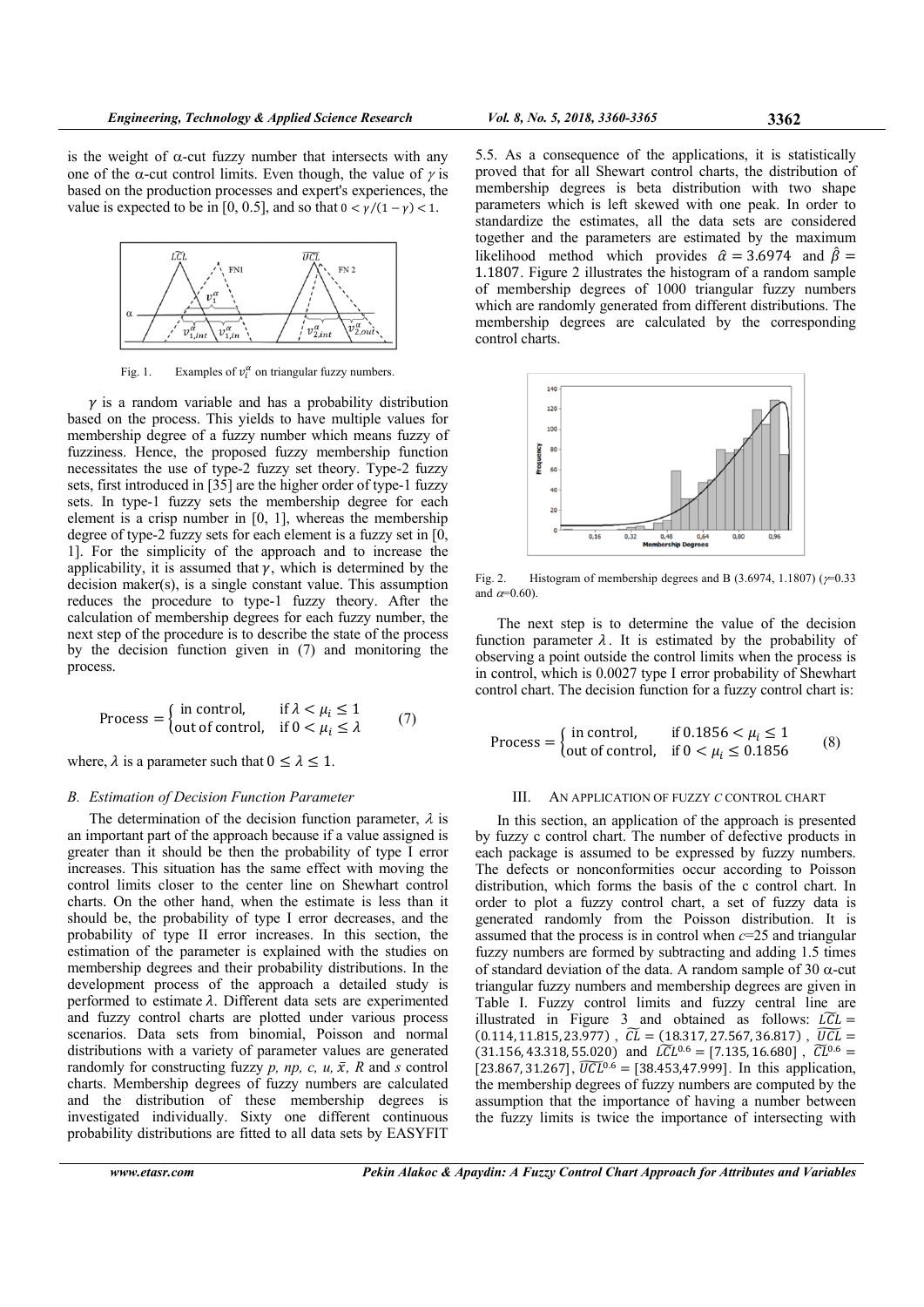is the weight of α-cut fuzzy number that intersects with any one of the α-cut control limits. Even though, the value of $\gamma$ is based on the production processes and expert's experiences, the value is expected to be in [0, 0.5], and so that $0 < \gamma/(1-\gamma) < 1$.

$\widetilde{LCL}$
$\widetilde{UCL}$
FN1
FN 2
$v_1^\alpha$
α
$v_{1,int}^\alpha$
$v_{1,in}^\alpha$
$v_{2,int}^\alpha$
$v_{2,out}^\alpha$

Fig. 1. Examples of $v_i^\alpha$ on triangular fuzzy numbers.

$\gamma$ is a random variable and has a probability distribution based on the process. This yields to have multiple values for membership degree of a fuzzy number which means fuzzy of fuzziness. Hence, the proposed fuzzy membership function necessitates the use of type-2 fuzzy set theory. Type-2 fuzzy sets, first introduced in [35] are the higher order of type-1 fuzzy sets. In type-1 fuzzy sets the membership degree for each element is a crisp number in [0, 1], whereas the membership degree of type-2 fuzzy sets for each element is a fuzzy set in [0, 1]. For the simplicity of the approach and to increase the applicability, it is assumed that $\gamma$, which is determined by the decision maker(s), is a single constant value. This assumption reduces the procedure to type-1 fuzzy theory. After the calculation of membership degrees for each fuzzy number, the next step of the procedure is to describe the state of the process by the decision function given in (7) and monitoring the process.

$$\text{Process} = \begin{cases} \text{in control}, & \text{if } \lambda < \mu_i \leq 1 \\ \text{out of control}, & \text{if } 0 < \mu_i \leq \lambda \end{cases} \tag{7}$$

where, $\lambda$ is a parameter such that $0 \leq \lambda \leq 1$.

### B. Estimation of Decision Function Parameter

The determination of the decision function parameter, $\lambda$ is an important part of the approach because if a value assigned is greater than it should be then the probability of type I error increases. This situation has the same effect with moving the control limits closer to the center line on Shewhart control charts. On the other hand, when the estimate is less than it should be, the probability of type I error decreases, and the probability of type II error increases. In this section, the estimation of the parameter is explained with the studies on membership degrees and their probability distributions. In the development process of the approach a detailed study is performed to estimate $\lambda$. Different data sets are experimented and fuzzy control charts are plotted under various process scenarios. Data sets from binomial, Poisson and normal distributions with a variety of parameter values are generated randomly for constructing fuzzy *p, np, c, u*, $\bar{x}$, *R* and *s* control charts. Membership degrees of fuzzy numbers are calculated and the distribution of these membership degrees is investigated individually. Sixty one different continuous probability distributions are fitted to all data sets by EASYFIT 5.5. As a consequence of the applications, it is statistically proved that for all Shewart control charts, the distribution of membership degrees is beta distribution with two shape parameters which is left skewed with one peak. In order to standardize the estimates, all the data sets are considered together and the parameters are estimated by the maximum likelihood method which provides $\hat{\alpha} = 3.6974$ and $\hat{\beta} = 1.1807$. Figure 2 illustrates the histogram of a random sample of membership degrees of 1000 triangular fuzzy numbers which are randomly generated from different distributions. The membership degrees are calculated by the corresponding control charts.

Frequency
Membership Degrees
0, 20, 40, 60, 80, 100, 120, 140
0.16, 0.32, 0.48, 0.64, 0.80, 0.96

Fig. 2. Histogram of membership degrees and B (3.6974, 1.1807) ($\gamma$=0.33 and $\alpha$=0.60).

The next step is to determine the value of the decision function parameter $\lambda$. It is estimated by the probability of observing a point outside the control limits when the process is in control, which is 0.0027 type I error probability of Shewhart control chart. The decision function for a fuzzy control chart is:

$$\text{Process} = \begin{cases} \text{in control}, & \text{if } 0.1856 < \mu_i \leq 1 \\ \text{out of control}, & \text{if } 0 < \mu_i \leq 0.1856 \end{cases} \tag{8}$$

## III. An Application of Fuzzy *C* Control Chart

In this section, an application of the approach is presented by fuzzy c control chart. The number of defective products in each package is assumed to be expressed by fuzzy numbers. The defects or nonconformities occur according to Poisson distribution, which forms the basis of the c control chart. In order to plot a fuzzy control chart, a set of fuzzy data is generated randomly from the Poisson distribution. It is assumed that the process is in control when *c*=25 and triangular fuzzy numbers are formed by subtracting and adding 1.5 times of standard deviation of the data. A random sample of 30 α-cut triangular fuzzy numbers and membership degrees are given in Table I. Fuzzy control limits and fuzzy central line are illustrated in Figure 3 and obtained as follows: $\widetilde{LCL} = (0.114, 11.815, 23.977)$, $\widetilde{CL} = (18.317, 27.567, 36.817)$, $\widetilde{UCL} = (31.156, 43.318, 55.020)$ and $\widetilde{LCL}^{0.6} = [7.135, 16.680]$, $\widetilde{CL}^{0.6} = [23.867, 31.267]$, $\widetilde{UCL}^{0.6} = [38.453, 47.999]$. In this application, the membership degrees of fuzzy numbers are computed by the assumption that the importance of having a number between the fuzzy limits is twice the importance of intersecting with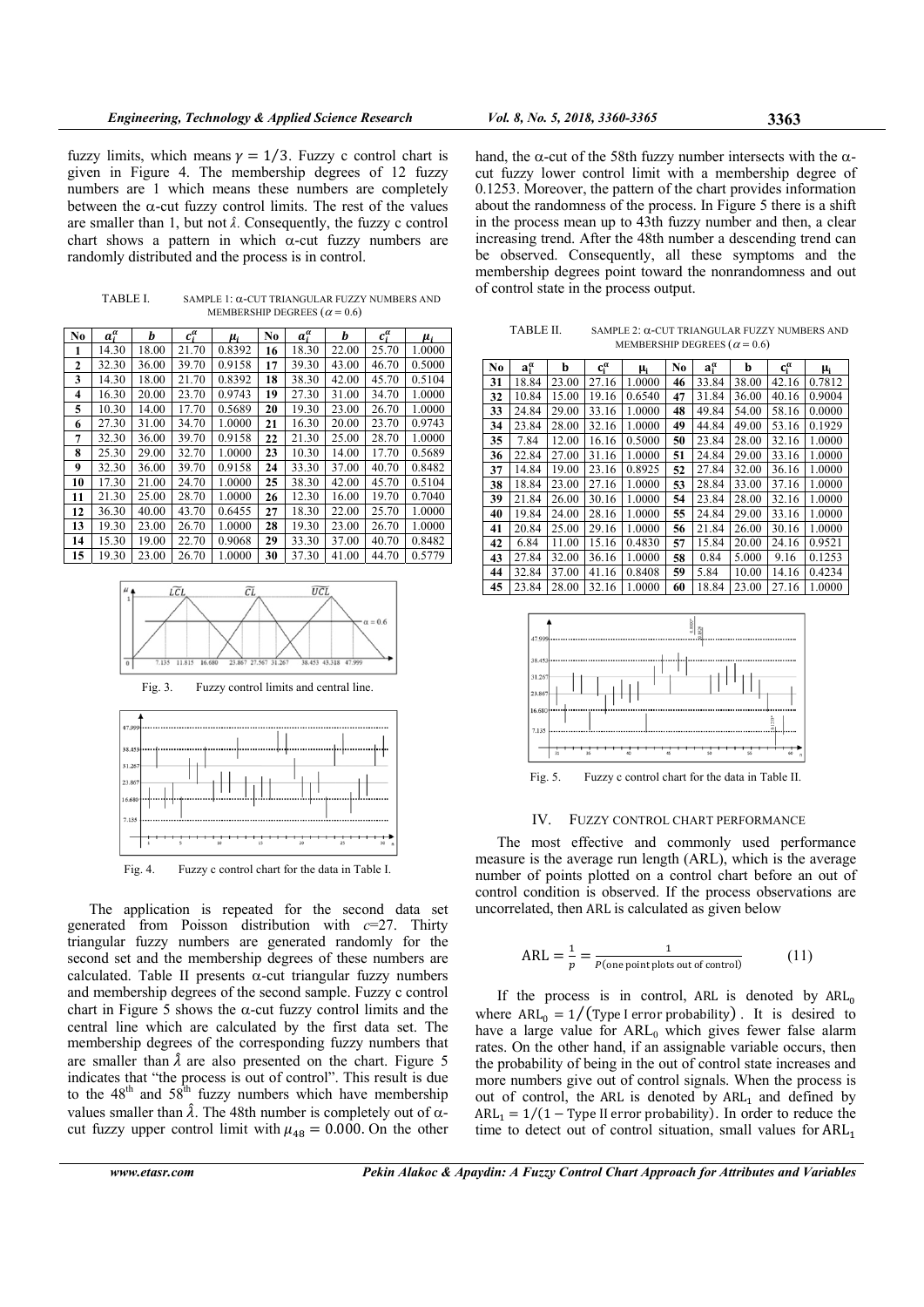fuzzy limits, which means $\gamma = 1/3$. Fuzzy c control chart is given in Figure 4. The membership degrees of 12 fuzzy numbers are 1 which means these numbers are completely between the α-cut fuzzy control limits. The rest of the values are smaller than 1, but not $\hat{\lambda}$. Consequently, the fuzzy c control chart shows a pattern in which α-cut fuzzy numbers are randomly distributed and the process is in control.

TABLE I. SAMPLE 1: α-CUT TRIANGULAR FUZZY NUMBERS AND MEMBERSHIP DEGREES ($\alpha = 0.6$)

| No | $a_i^\alpha$ | $b$ | $c_i^\alpha$ | $\mu_i$ | No | $a_i^\alpha$ | $b$ | $c_i^\alpha$ | $\mu_i$ |
|---|---|---|---|---|---|---|---|---|---|
| 1 | 14.30 | 18.00 | 21.70 | 0.8392 | 16 | 18.30 | 22.00 | 25.70 | 1.0000 |
| 2 | 32.30 | 36.00 | 39.70 | 0.9158 | 17 | 39.30 | 43.00 | 46.70 | 0.5000 |
| 3 | 14.30 | 18.00 | 21.70 | 0.8392 | 18 | 38.30 | 42.00 | 45.70 | 0.5104 |
| 4 | 16.30 | 20.00 | 23.70 | 0.9743 | 19 | 27.30 | 31.00 | 34.70 | 1.0000 |
| 5 | 10.30 | 14.00 | 17.70 | 0.5689 | 20 | 19.30 | 23.00 | 26.70 | 1.0000 |
| 6 | 27.30 | 31.00 | 34.70 | 1.0000 | 21 | 16.30 | 20.00 | 23.70 | 0.9743 |
| 7 | 32.30 | 36.00 | 39.70 | 0.9158 | 22 | 21.30 | 25.00 | 28.70 | 1.0000 |
| 8 | 25.30 | 29.00 | 32.70 | 1.0000 | 23 | 10.30 | 14.00 | 17.70 | 0.5689 |
| 9 | 32.30 | 36.00 | 39.70 | 0.9158 | 24 | 33.30 | 37.00 | 40.70 | 0.8482 |
| 10 | 17.30 | 21.00 | 24.70 | 1.0000 | 25 | 38.30 | 42.00 | 45.70 | 0.5104 |
| 11 | 21.30 | 25.00 | 28.70 | 1.0000 | 26 | 12.30 | 16.00 | 19.70 | 0.7040 |
| 12 | 36.30 | 40.00 | 43.70 | 0.6455 | 27 | 18.30 | 22.00 | 25.70 | 1.0000 |
| 13 | 19.30 | 23.00 | 26.70 | 1.0000 | 28 | 19.30 | 23.00 | 26.70 | 1.0000 |
| 14 | 15.30 | 19.00 | 22.70 | 0.9068 | 29 | 33.30 | 37.00 | 40.70 | 0.8482 |
| 15 | 19.30 | 23.00 | 26.70 | 1.0000 | 30 | 37.30 | 41.00 | 44.70 | 0.5779 |

Fig. 3. Fuzzy control limits and central line.

Fig. 4. Fuzzy c control chart for the data in Table I.

The application is repeated for the second data set generated from Poisson distribution with $c$=27. Thirty triangular fuzzy numbers are generated randomly for the second set and the membership degrees of these numbers are calculated. Table II presents α-cut triangular fuzzy numbers and membership degrees of the second sample. Fuzzy c control chart in Figure 5 shows the α-cut fuzzy control limits and the central line which are calculated by the first data set. The membership degrees of the corresponding fuzzy numbers that are smaller than $\hat{\lambda}$ are also presented on the chart. Figure 5 indicates that "the process is out of control". This result is due to the 48[th] and 58[th] fuzzy numbers which have membership values smaller than $\hat{\lambda}$. The 48th number is completely out of α-cut fuzzy upper control limit with $\mu_{48} = 0.000$. On the other hand, the α-cut of the 58th fuzzy number intersects with the α-cut fuzzy lower control limit with a membership degree of 0.1253. Moreover, the pattern of the chart provides information about the randomness of the process. In Figure 5 there is a shift in the process mean up to 43th fuzzy number and then, a clear increasing trend. After the 48th number a descending trend can be observed. Consequently, all these symptoms and the membership degrees point toward the nonrandomness and out of control state in the process output.

TABLE II. SAMPLE 2: α-CUT TRIANGULAR FUZZY NUMBERS AND MEMBERSHIP DEGREES ($\alpha = 0.6$)

| No | $a_i^\alpha$ | b | $c_i^\alpha$ | $\mu_i$ | No | $a_i^\alpha$ | b | $c_i^\alpha$ | $\mu_i$ |
|---|---|---|---|---|---|---|---|---|---|
| 31 | 18.84 | 23.00 | 27.16 | 1.0000 | 46 | 33.84 | 38.00 | 42.16 | 0.7812 |
| 32 | 10.84 | 15.00 | 19.16 | 0.6540 | 47 | 31.84 | 36.00 | 40.16 | 0.9004 |
| 33 | 24.84 | 29.00 | 33.16 | 1.0000 | 48 | 49.84 | 54.00 | 58.16 | 0.0000 |
| 34 | 23.84 | 28.00 | 32.16 | 1.0000 | 49 | 44.84 | 49.00 | 53.16 | 0.1929 |
| 35 | 7.84 | 12.00 | 16.16 | 0.5000 | 50 | 23.84 | 28.00 | 32.16 | 1.0000 |
| 36 | 22.84 | 27.00 | 31.16 | 1.0000 | 51 | 24.84 | 29.00 | 33.16 | 1.0000 |
| 37 | 14.84 | 19.00 | 23.16 | 0.8925 | 52 | 27.84 | 32.00 | 36.16 | 1.0000 |
| 38 | 18.84 | 23.00 | 27.16 | 1.0000 | 53 | 28.84 | 33.00 | 37.16 | 1.0000 |
| 39 | 21.84 | 26.00 | 30.16 | 1.0000 | 54 | 23.84 | 28.00 | 32.16 | 1.0000 |
| 40 | 19.84 | 24.00 | 28.16 | 1.0000 | 55 | 24.84 | 29.00 | 33.16 | 1.0000 |
| 41 | 20.84 | 25.00 | 29.16 | 1.0000 | 56 | 21.84 | 26.00 | 30.16 | 1.0000 |
| 42 | 6.84 | 11.00 | 15.16 | 0.4830 | 57 | 15.84 | 20.00 | 24.16 | 0.9521 |
| 43 | 27.84 | 32.00 | 36.16 | 1.0000 | 58 | 0.84 | 5.000 | 9.16 | 0.1253 |
| 44 | 32.84 | 37.00 | 41.16 | 0.8408 | 59 | 5.84 | 10.00 | 14.16 | 0.4234 |
| 45 | 23.84 | 28.00 | 32.16 | 1.0000 | 60 | 18.84 | 23.00 | 27.16 | 1.0000 |

Fig. 5. Fuzzy c control chart for the data in Table II.

## IV. FUZZY CONTROL CHART PERFORMANCE

The most effective and commonly used performance measure is the average run length (ARL), which is the average number of points plotted on a control chart before an out of control condition is observed. If the process observations are uncorrelated, then ARL is calculated as given below

$$\text{ARL} = \frac{1}{p} = \frac{1}{P(\text{one point plots out of control})} \qquad (11)$$

If the process is in control, ARL is denoted by $\text{ARL}_0$ where $\text{ARL}_0 = 1/(\text{Type I error probability})$. It is desired to have a large value for $\text{ARL}_0$ which gives fewer false alarm rates. On the other hand, if an assignable variable occurs, then the probability of being in the out of control state increases and more numbers give out of control signals. When the process is out of control, the ARL is denoted by $\text{ARL}_1$ and defined by $\text{ARL}_1 = 1/(1 - \text{Type II error probability})$. In order to reduce the time to detect out of control situation, small values for $\text{ARL}_1$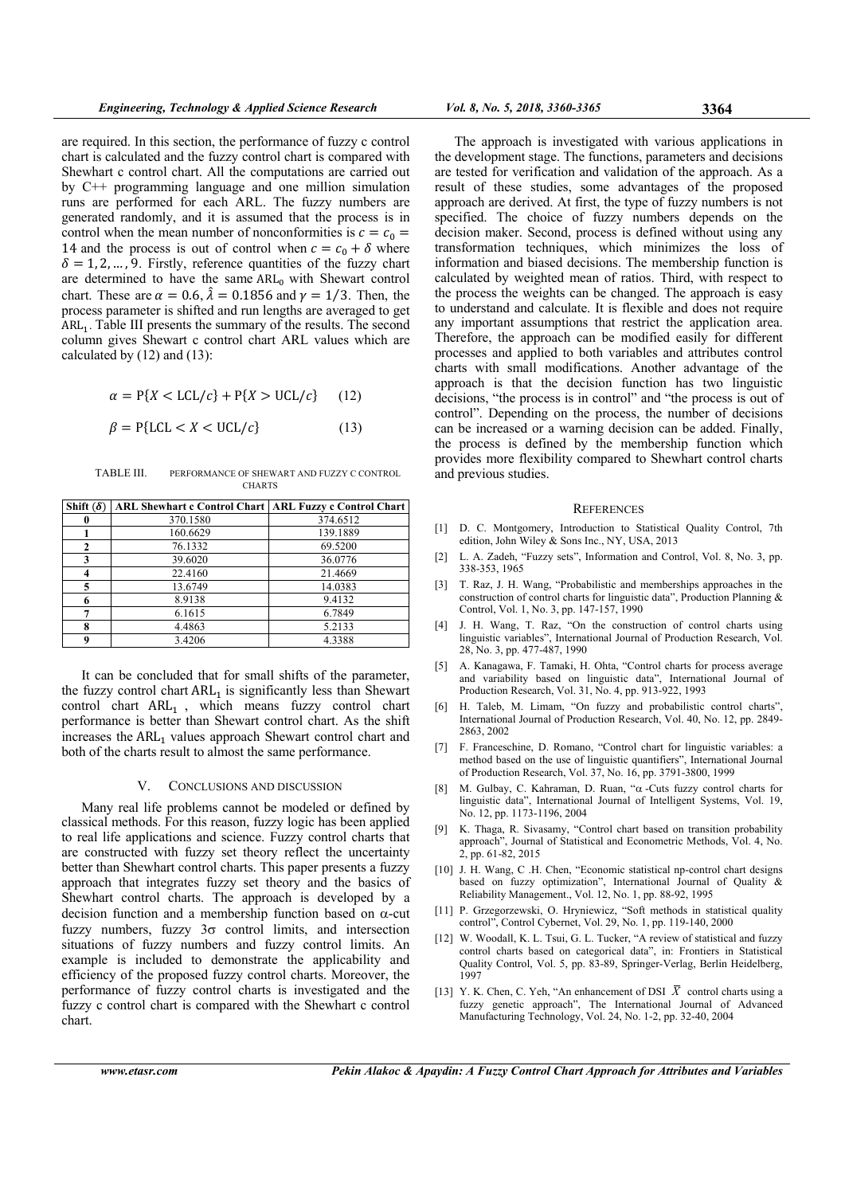are required. In this section, the performance of fuzzy c control chart is calculated and the fuzzy control chart is compared with Shewhart c control chart. All the computations are carried out by C++ programming language and one million simulation runs are performed for each ARL. The fuzzy numbers are generated randomly, and it is assumed that the process is in control when the mean number of nonconformities is $c = c_0 = 14$ and the process is out of control when $c = c_0 + \delta$ where $\delta = 1, 2, \ldots, 9$. Firstly, reference quantities of the fuzzy chart are determined to have the same $\mathrm{ARL}_0$ with Shewart control chart. These are $\alpha = 0.6$, $\hat{\lambda} = 0.1856$ and $\gamma = 1/3$. Then, the process parameter is shifted and run lengths are averaged to get $\mathrm{ARL}_1$. Table III presents the summary of the results. The second column gives Shewart c control chart ARL values which are calculated by (12) and (13):

$$\alpha = \mathrm{P}\{X < \mathrm{LCL}/c\} + \mathrm{P}\{X > \mathrm{UCL}/c\} \quad (12)$$

$$\beta = \mathrm{P}\{\mathrm{LCL} < X < \mathrm{UCL}/c\} \quad (13)$$

TABLE III. PERFORMANCE OF SHEWART AND FUZZY C CONTROL CHARTS

| Shift ($\delta$) | ARL Shewhart c Control Chart | ARL Fuzzy c Control Chart |
|---|---|---|
| 0 | 370.1580 | 374.6512 |
| 1 | 160.6629 | 139.1889 |
| 2 | 76.1332 | 69.5200 |
| 3 | 39.6020 | 36.0776 |
| 4 | 22.4160 | 21.4669 |
| 5 | 13.6749 | 14.0383 |
| 6 | 8.9138 | 9.4132 |
| 7 | 6.1615 | 6.7849 |
| 8 | 4.4863 | 5.2133 |
| 9 | 3.4206 | 4.3388 |

It can be concluded that for small shifts of the parameter, the fuzzy control chart $\mathrm{ARL}_1$ is significantly less than Shewart control chart $\mathrm{ARL}_1$ , which means fuzzy control chart performance is better than Shewart control chart. As the shift increases the $\mathrm{ARL}_1$ values approach Shewart control chart and both of the charts result to almost the same performance.

## V. CONCLUSIONS AND DISCUSSION

Many real life problems cannot be modeled or defined by classical methods. For this reason, fuzzy logic has been applied to real life applications and science. Fuzzy control charts that are constructed with fuzzy set theory reflect the uncertainty better than Shewhart control charts. This paper presents a fuzzy approach that integrates fuzzy set theory and the basics of Shewhart control charts. The approach is developed by a decision function and a membership function based on α-cut fuzzy numbers, fuzzy 3σ control limits, and intersection situations of fuzzy numbers and fuzzy control limits. An example is included to demonstrate the applicability and efficiency of the proposed fuzzy control charts. Moreover, the performance of fuzzy control charts is investigated and the fuzzy c control chart is compared with the Shewhart c control chart.

The approach is investigated with various applications in the development stage. The functions, parameters and decisions are tested for verification and validation of the approach. As a result of these studies, some advantages of the proposed approach are derived. At first, the type of fuzzy numbers is not specified. The choice of fuzzy numbers depends on the decision maker. Second, process is defined without using any transformation techniques, which minimizes the loss of information and biased decisions. The membership function is calculated by weighted mean of ratios. Third, with respect to the process the weights can be changed. The approach is easy to understand and calculate. It is flexible and does not require any important assumptions that restrict the application area. Therefore, the approach can be modified easily for different processes and applied to both variables and attributes control charts with small modifications. Another advantage of the approach is that the decision function has two linguistic decisions, "the process is in control" and "the process is out of control". Depending on the process, the number of decisions can be increased or a warning decision can be added. Finally, the process is defined by the membership function which provides more flexibility compared to Shewhart control charts and previous studies.

## REFERENCES

[1] D. C. Montgomery, Introduction to Statistical Quality Control, 7th edition, John Wiley & Sons Inc., NY, USA, 2013

[2] L. A. Zadeh, "Fuzzy sets", Information and Control, Vol. 8, No. 3, pp. 338-353, 1965

[3] T. Raz, J. H. Wang, "Probabilistic and memberships approaches in the construction of control charts for linguistic data", Production Planning & Control, Vol. 1, No. 3, pp. 147-157, 1990

[4] J. H. Wang, T. Raz, "On the construction of control charts using linguistic variables", International Journal of Production Research, Vol. 28, No. 3, pp. 477-487, 1990

[5] A. Kanagawa, F. Tamaki, H. Ohta, "Control charts for process average and variability based on linguistic data", International Journal of Production Research, Vol. 31, No. 4, pp. 913-922, 1993

[6] H. Taleb, M. Limam, "On fuzzy and probabilistic control charts", International Journal of Production Research, Vol. 40, No. 12, pp. 2849-2863, 2002

[7] F. Franceschine, D. Romano, "Control chart for linguistic variables: a method based on the use of linguistic quantifiers", International Journal of Production Research, Vol. 37, No. 16, pp. 3791-3800, 1999

[8] M. Gulbay, C. Kahraman, D. Ruan, "α-Cuts fuzzy control charts for linguistic data", International Journal of Intelligent Systems, Vol. 19, No. 12, pp. 1173-1196, 2004

[9] K. Thaga, R. Sivasamy, "Control chart based on transition probability approach", Journal of Statistical and Econometric Methods, Vol. 4, No. 2, pp. 61-82, 2015

[10] J. H. Wang, C .H. Chen, "Economic statistical np-control chart designs based on fuzzy optimization", International Journal of Quality & Reliability Management., Vol. 12, No. 1, pp. 88-92, 1995

[11] P. Grzegorzewski, O. Hryniewicz, "Soft methods in statistical quality control", Control Cybernet, Vol. 29, No. 1, pp. 119-140, 2000

[12] W. Woodall, K. L. Tsui, G. L. Tucker, "A review of statistical and fuzzy control charts based on categorical data", in: Frontiers in Statistical Quality Control, Vol. 5, pp. 83-89, Springer-Verlag, Berlin Heidelberg, 1997

[13] Y. K. Chen, C. Yeh, "An enhancement of DSI $\overline{X}$ control charts using a fuzzy genetic approach", The International Journal of Advanced Manufacturing Technology, Vol. 24, No. 1-2, pp. 32-40, 2004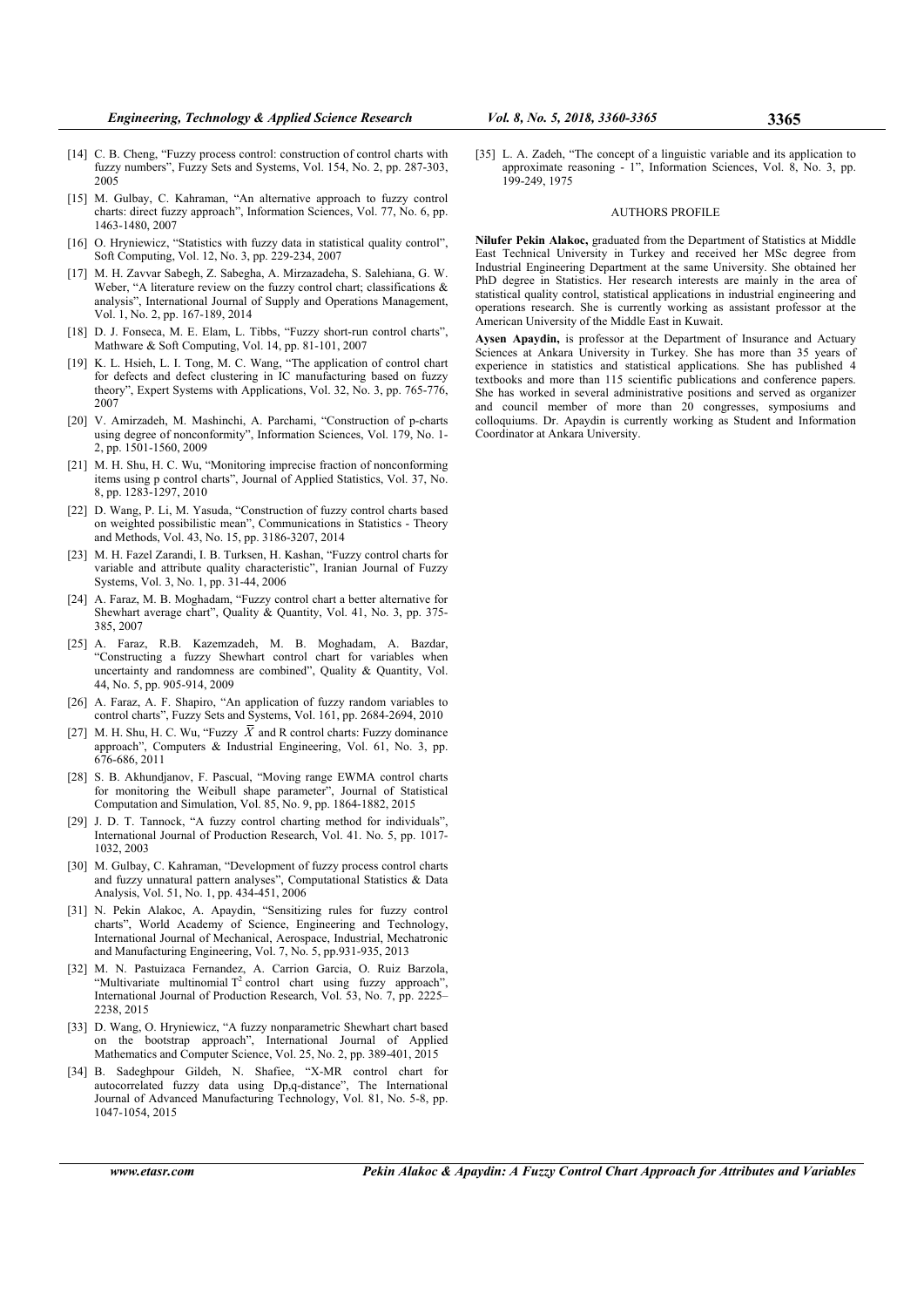[14] C. B. Cheng, "Fuzzy process control: construction of control charts with fuzzy numbers", Fuzzy Sets and Systems, Vol. 154, No. 2, pp. 287-303, 2005

[15] M. Gulbay, C. Kahraman, "An alternative approach to fuzzy control charts: direct fuzzy approach", Information Sciences, Vol. 77, No. 6, pp. 1463-1480, 2007

[16] O. Hryniewicz, "Statistics with fuzzy data in statistical quality control", Soft Computing, Vol. 12, No. 3, pp. 229-234, 2007

[17] M. H. Zavvar Sabegh, Z. Sabegha, A. Mirzazadeha, S. Salehiana, G. W. Weber, "A literature review on the fuzzy control chart; classifications & analysis", International Journal of Supply and Operations Management, Vol. 1, No. 2, pp. 167-189, 2014

[18] D. J. Fonseca, M. E. Elam, L. Tibbs, "Fuzzy short-run control charts", Mathware & Soft Computing, Vol. 14, pp. 81-101, 2007

[19] K. L. Hsieh, L. I. Tong, M. C. Wang, "The application of control chart for defects and defect clustering in IC manufacturing based on fuzzy theory", Expert Systems with Applications, Vol. 32, No. 3, pp. 765-776, 2007

[20] V. Amirzadeh, M. Mashinchi, A. Parchami, "Construction of p-charts using degree of nonconformity", Information Sciences, Vol. 179, No. 1-2, pp. 1501-1560, 2009

[21] M. H. Shu, H. C. Wu, "Monitoring imprecise fraction of nonconforming items using p control charts", Journal of Applied Statistics, Vol. 37, No. 8, pp. 1283-1297, 2010

[22] D. Wang, P. Li, M. Yasuda, "Construction of fuzzy control charts based on weighted possibilistic mean", Communications in Statistics - Theory and Methods, Vol. 43, No. 15, pp. 3186-3207, 2014

[23] M. H. Fazel Zarandi, I. B. Turksen, H. Kashan, "Fuzzy control charts for variable and attribute quality characteristic", Iranian Journal of Fuzzy Systems, Vol. 3, No. 1, pp. 31-44, 2006

[24] A. Faraz, M. B. Moghadam, "Fuzzy control chart a better alternative for Shewhart average chart", Quality & Quantity, Vol. 41, No. 3, pp. 375-385, 2007

[25] A. Faraz, R.B. Kazemzadeh, M. B. Moghadam, A. Bazdar, "Constructing a fuzzy Shewhart control chart for variables when uncertainty and randomness are combined", Quality & Quantity, Vol. 44, No. 5, pp. 905-914, 2009

[26] A. Faraz, A. F. Shapiro, "An application of fuzzy random variables to control charts", Fuzzy Sets and Systems, Vol. 161, pp. 2684-2694, 2010

[27] M. H. Shu, H. C. Wu, "Fuzzy $\overline{X}$ and R control charts: Fuzzy dominance approach", Computers & Industrial Engineering, Vol. 61, No. 3, pp. 676-686, 2011

[28] S. B. Akhundjanov, F. Pascual, "Moving range EWMA control charts for monitoring the Weibull shape parameter", Journal of Statistical Computation and Simulation, Vol. 85, No. 9, pp. 1864-1882, 2015

[29] J. D. T. Tannock, "A fuzzy control charting method for individuals", International Journal of Production Research, Vol. 41. No. 5, pp. 1017-1032, 2003

[30] M. Gulbay, C. Kahraman, "Development of fuzzy process control charts and fuzzy unnatural pattern analyses", Computational Statistics & Data Analysis, Vol. 51, No. 1, pp. 434-451, 2006

[31] N. Pekin Alakoc, A. Apaydin, "Sensitizing rules for fuzzy control charts", World Academy of Science, Engineering and Technology, International Journal of Mechanical, Aerospace, Industrial, Mechatronic and Manufacturing Engineering, Vol. 7, No. 5, pp.931-935, 2013

[32] M. N. Pastuizaca Fernandez, A. Carrion Garcia, O. Ruiz Barzola, "Multivariate multinomial $T^2$ control chart using fuzzy approach", International Journal of Production Research, Vol. 53, No. 7, pp. 2225–2238, 2015

[33] D. Wang, O. Hryniewicz, "A fuzzy nonparametric Shewhart chart based on the bootstrap approach", International Journal of Applied Mathematics and Computer Science, Vol. 25, No. 2, pp. 389-401, 2015

[34] B. Sadeghpour Gildeh, N. Shafiee, "X-MR control chart for autocorrelated fuzzy data using Dp,q-distance", The International Journal of Advanced Manufacturing Technology, Vol. 81, No. 5-8, pp. 1047-1054, 2015

[35] L. A. Zadeh, "The concept of a linguistic variable and its application to approximate reasoning - 1", Information Sciences, Vol. 8, No. 3, pp. 199-249, 1975

## AUTHORS PROFILE

**Nilufer Pekin Alakoc,** graduated from the Department of Statistics at Middle East Technical University in Turkey and received her MSc degree from Industrial Engineering Department at the same University. She obtained her PhD degree in Statistics. Her research interests are mainly in the area of statistical quality control, statistical applications in industrial engineering and operations research. She is currently working as assistant professor at the American University of the Middle East in Kuwait.

**Aysen Apaydin,** is professor at the Department of Insurance and Actuary Sciences at Ankara University in Turkey. She has more than 35 years of experience in statistics and statistical applications. She has published 4 textbooks and more than 115 scientific publications and conference papers. She has worked in several administrative positions and served as organizer and council member of more than 20 congresses, symposiums and colloquiums. Dr. Apaydin is currently working as Student and Information Coordinator at Ankara University.